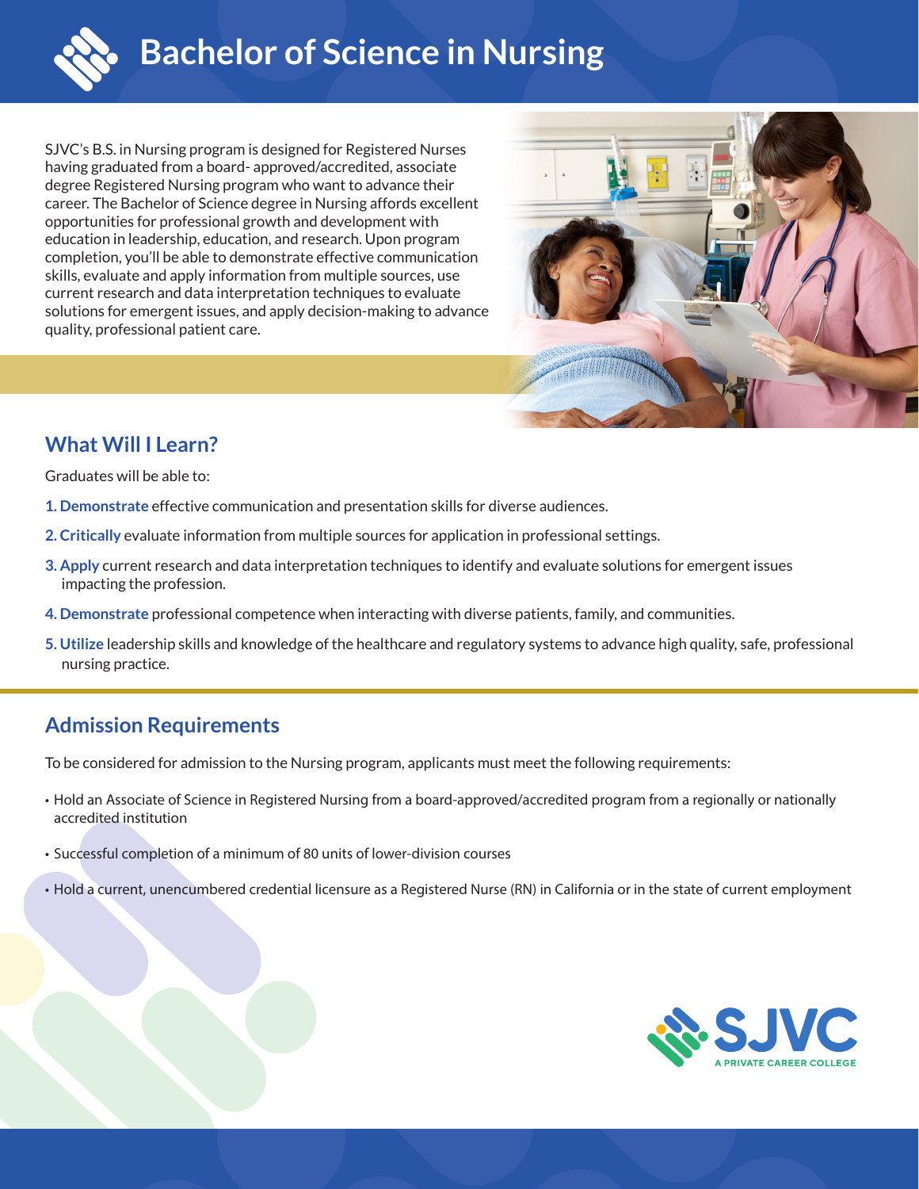# Bachelor of Science in Nursing

SJVC's B.S. in Nursing program is designed for Registered Nurses having graduated from a board- approved/accredited, associate degree Registered Nursing program who want to advance their career. The Bachelor of Science degree in Nursing affords excellent opportunities for professional growth and development with education in leadership, education, and research. Upon program completion, you'll be able to demonstrate effective communication skills, evaluate and apply information from multiple sources, use current research and data interpretation techniques to evaluate solutions for emergent issues, and apply decision-making to advance quality, professional patient care.

## What Will I Learn?

Graduates will be able to:

1. **Demonstrate** effective communication and presentation skills for diverse audiences.
2. **Critically** evaluate information from multiple sources for application in professional settings.
3. **Apply** current research and data interpretation techniques to identify and evaluate solutions for emergent issues impacting the profession.
4. **Demonstrate** professional competence when interacting with diverse patients, family, and communities.
5. **Utilize** leadership skills and knowledge of the healthcare and regulatory systems to advance high quality, safe, professional nursing practice.

## Admission Requirements

To be considered for admission to the Nursing program, applicants must meet the following requirements:

- Hold an Associate of Science in Registered Nursing from a board-approved/accredited program from a regionally or nationally accredited institution
- Successful completion of a minimum of 80 units of lower-division courses
- Hold a current, unencumbered credential licensure as a Registered Nurse (RN) in California or in the state of current employment

SJVC
A PRIVATE CAREER COLLEGE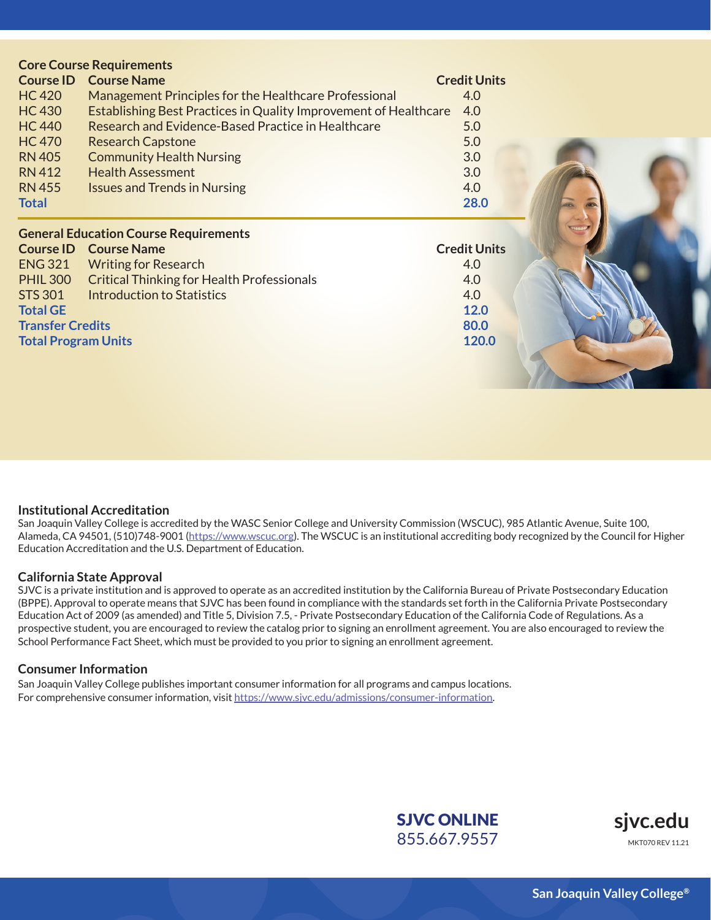## Core Course Requirements

| Course ID | Course Name | Credit Units |
|---|---|---|
| HC 420 | Management Principles for the Healthcare Professional | 4.0 |
| HC 430 | Establishing Best Practices in Quality Improvement of Healthcare | 4.0 |
| HC 440 | Research and Evidence-Based Practice in Healthcare | 5.0 |
| HC 470 | Research Capstone | 5.0 |
| RN 405 | Community Health Nursing | 3.0 |
| RN 412 | Health Assessment | 3.0 |
| RN 455 | Issues and Trends in Nursing | 4.0 |
| **Total** | | **28.0** |

## General Education Course Requirements

| Course ID | Course Name | Credit Units |
|---|---|---|
| ENG 321 | Writing for Research | 4.0 |
| PHIL 300 | Critical Thinking for Health Professionals | 4.0 |
| STS 301 | Introduction to Statistics | 4.0 |
| **Total GE** | | **12.0** |
| **Transfer Credits** | | **80.0** |
| **Total Program Units** | | **120.0** |

### Institutional Accreditation

San Joaquin Valley College is accredited by the WASC Senior College and University Commission (WSCUC), 985 Atlantic Avenue, Suite 100, Alameda, CA 94501, (510)748-9001 (https://www.wscuc.org). The WSCUC is an institutional accrediting body recognized by the Council for Higher Education Accreditation and the U.S. Department of Education.

### California State Approval

SJVC is a private institution and is approved to operate as an accredited institution by the California Bureau of Private Postsecondary Education (BPPE). Approval to operate means that SJVC has been found in compliance with the standards set forth in the California Private Postsecondary Education Act of 2009 (as amended) and Title 5, Division 7.5, - Private Postsecondary Education of the California Code of Regulations. As a prospective student, you are encouraged to review the catalog prior to signing an enrollment agreement. You are also encouraged to review the School Performance Fact Sheet, which must be provided to you prior to signing an enrollment agreement.

### Consumer Information

San Joaquin Valley College publishes important consumer information for all programs and campus locations.
For comprehensive consumer information, visit https://www.sjvc.edu/admissions/consumer-information.

**SJVC ONLINE**
855.667.9557

**sjvc.edu**

MKT070 REV 11.21

**San Joaquin Valley College®**